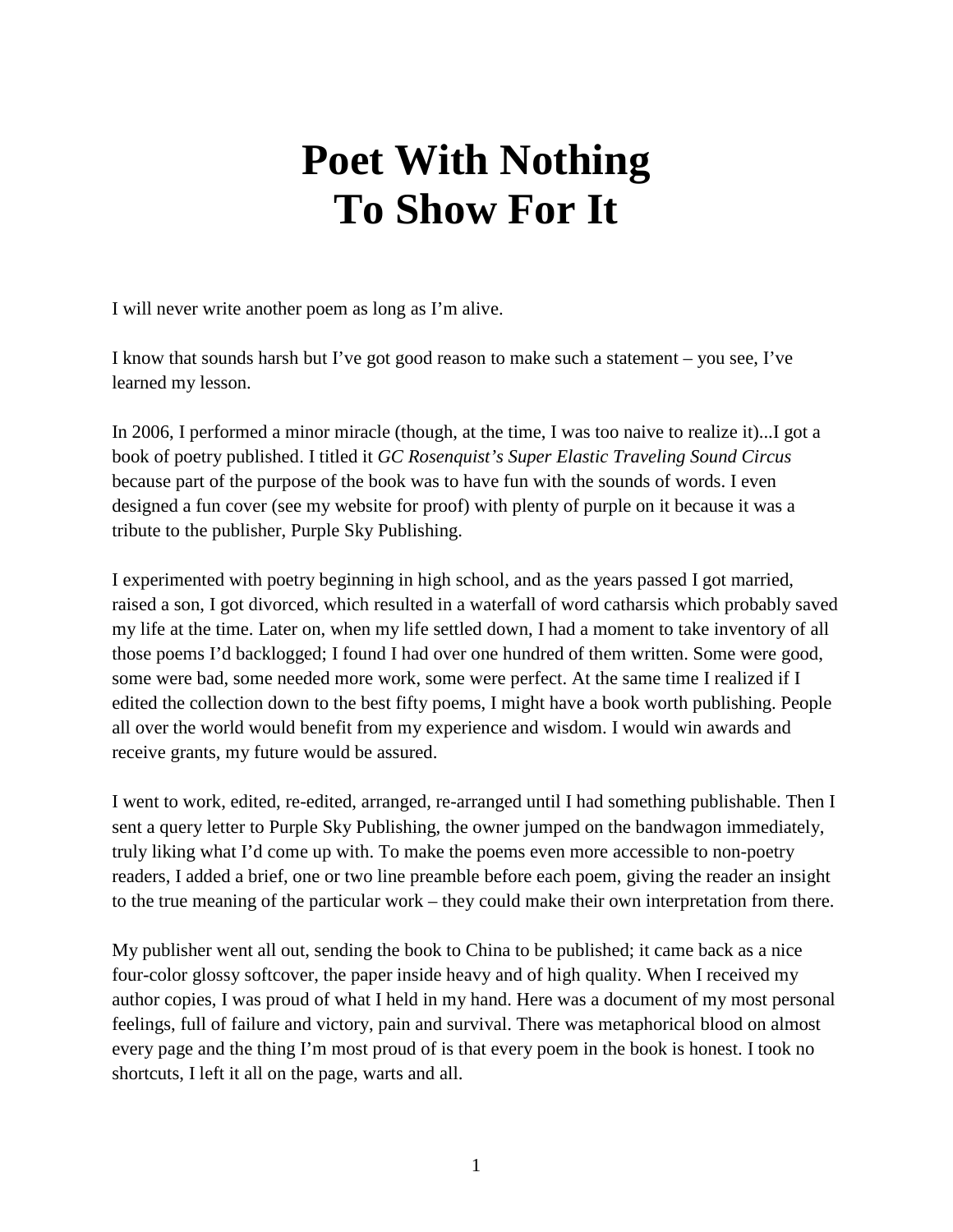# Poet With Nothing To Show For It

I will never write another poem as long as I'm alive.

I know that sounds harsh but I've got good reason to make such a statement – you see, I've learned my lesson.

In 2006, I performed a minor miracle (though, at the time, I was too naive to realize it)...I got a book of poetry published. I titled it *GC Rosenquist's Super Elastic Traveling Sound Circus* because part of the purpose of the book was to have fun with the sounds of words. I even designed a fun cover (see my website for proof) with plenty of purple on it because it was a tribute to the publisher, Purple Sky Publishing.

I experimented with poetry beginning in high school, and as the years passed I got married, raised a son, I got divorced, which resulted in a waterfall of word catharsis which probably saved my life at the time. Later on, when my life settled down, I had a moment to take inventory of all those poems I'd backlogged; I found I had over one hundred of them written. Some were good, some were bad, some needed more work, some were perfect. At the same time I realized if I edited the collection down to the best fifty poems, I might have a book worth publishing. People all over the world would benefit from my experience and wisdom. I would win awards and receive grants, my future would be assured.

I went to work, edited, re-edited, arranged, re-arranged until I had something publishable. Then I sent a query letter to Purple Sky Publishing, the owner jumped on the bandwagon immediately, truly liking what I'd come up with. To make the poems even more accessible to non-poetry readers, I added a brief, one or two line preamble before each poem, giving the reader an insight to the true meaning of the particular work – they could make their own interpretation from there.

My publisher went all out, sending the book to China to be published; it came back as a nice four-color glossy softcover, the paper inside heavy and of high quality. When I received my author copies, I was proud of what I held in my hand. Here was a document of my most personal feelings, full of failure and victory, pain and survival. There was metaphorical blood on almost every page and the thing I'm most proud of is that every poem in the book is honest. I took no shortcuts, I left it all on the page, warts and all.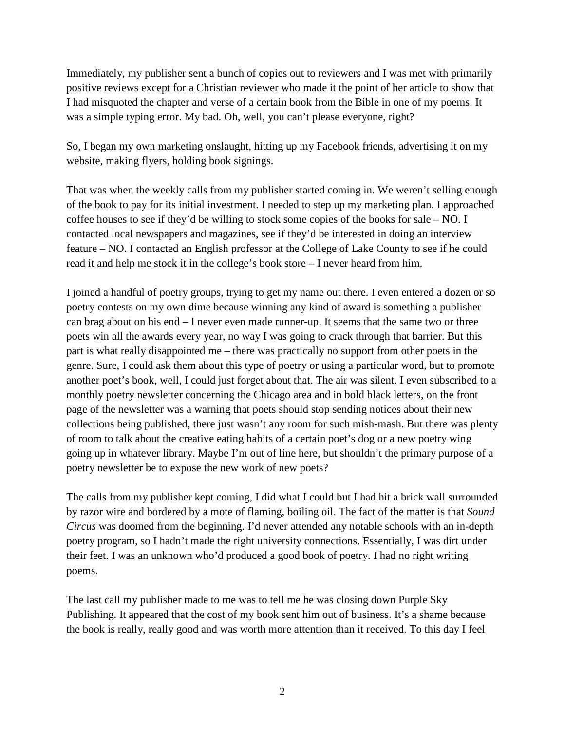Immediately, my publisher sent a bunch of copies out to reviewers and I was met with primarily positive reviews except for a Christian reviewer who made it the point of her article to show that I had misquoted the chapter and verse of a certain book from the Bible in one of my poems. It was a simple typing error. My bad. Oh, well, you can't please everyone, right?

So, I began my own marketing onslaught, hitting up my Facebook friends, advertising it on my website, making flyers, holding book signings.

That was when the weekly calls from my publisher started coming in. We weren't selling enough of the book to pay for its initial investment. I needed to step up my marketing plan. I approached coffee houses to see if they'd be willing to stock some copies of the books for sale – NO. I contacted local newspapers and magazines, see if they'd be interested in doing an interview feature – NO. I contacted an English professor at the College of Lake County to see if he could read it and help me stock it in the college's book store – I never heard from him.

I joined a handful of poetry groups, trying to get my name out there. I even entered a dozen or so poetry contests on my own dime because winning any kind of award is something a publisher can brag about on his end – I never even made runner-up. It seems that the same two or three poets win all the awards every year, no way I was going to crack through that barrier. But this part is what really disappointed me – there was practically no support from other poets in the genre. Sure, I could ask them about this type of poetry or using a particular word, but to promote another poet's book, well, I could just forget about that. The air was silent. I even subscribed to a monthly poetry newsletter concerning the Chicago area and in bold black letters, on the front page of the newsletter was a warning that poets should stop sending notices about their new collections being published, there just wasn't any room for such mish-mash. But there was plenty of room to talk about the creative eating habits of a certain poet's dog or a new poetry wing going up in whatever library. Maybe I'm out of line here, but shouldn't the primary purpose of a poetry newsletter be to expose the new work of new poets?

The calls from my publisher kept coming, I did what I could but I had hit a brick wall surrounded by razor wire and bordered by a mote of flaming, boiling oil. The fact of the matter is that *Sound Circus* was doomed from the beginning. I'd never attended any notable schools with an in-depth poetry program, so I hadn't made the right university connections. Essentially, I was dirt under their feet. I was an unknown who'd produced a good book of poetry. I had no right writing poems.

The last call my publisher made to me was to tell me he was closing down Purple Sky Publishing. It appeared that the cost of my book sent him out of business. It's a shame because the book is really, really good and was worth more attention than it received. To this day I feel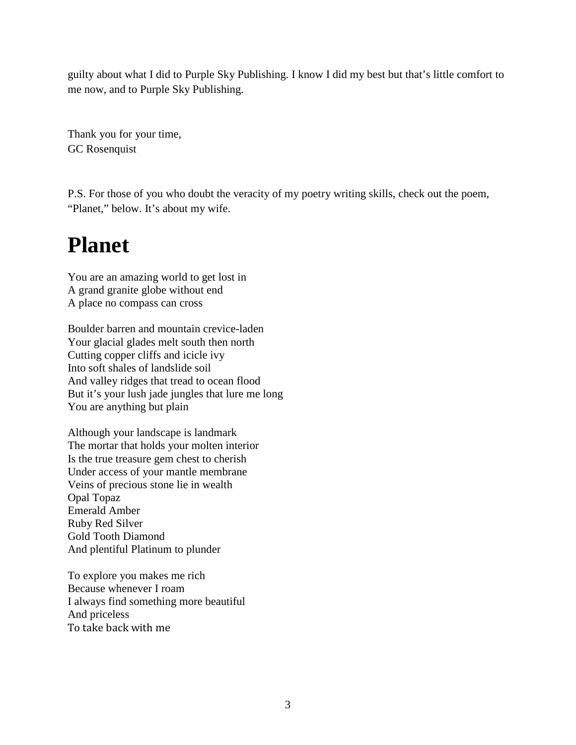guilty about what I did to Purple Sky Publishing. I know I did my best but that's little comfort to me now, and to Purple Sky Publishing.

Thank you for your time,  
GC Rosenquist

P.S. For those of you who doubt the veracity of my poetry writing skills, check out the poem, "Planet," below. It's about my wife.

# Planet

You are an amazing world to get lost in  
A grand granite globe without end  
A place no compass can cross

Boulder barren and mountain crevice-laden  
Your glacial glades melt south then north  
Cutting copper cliffs and icicle ivy  
Into soft shales of landslide soil  
And valley ridges that tread to ocean flood  
But it's your lush jade jungles that lure me long  
You are anything but plain

Although your landscape is landmark  
The mortar that holds your molten interior  
Is the true treasure gem chest to cherish  
Under access of your mantle membrane  
Veins of precious stone lie in wealth  
Opal Topaz  
Emerald Amber  
Ruby Red Silver  
Gold Tooth Diamond  
And plentiful Platinum to plunder

To explore you makes me rich  
Because whenever I roam  
I always find something more beautiful  
And priceless  
To take back with me